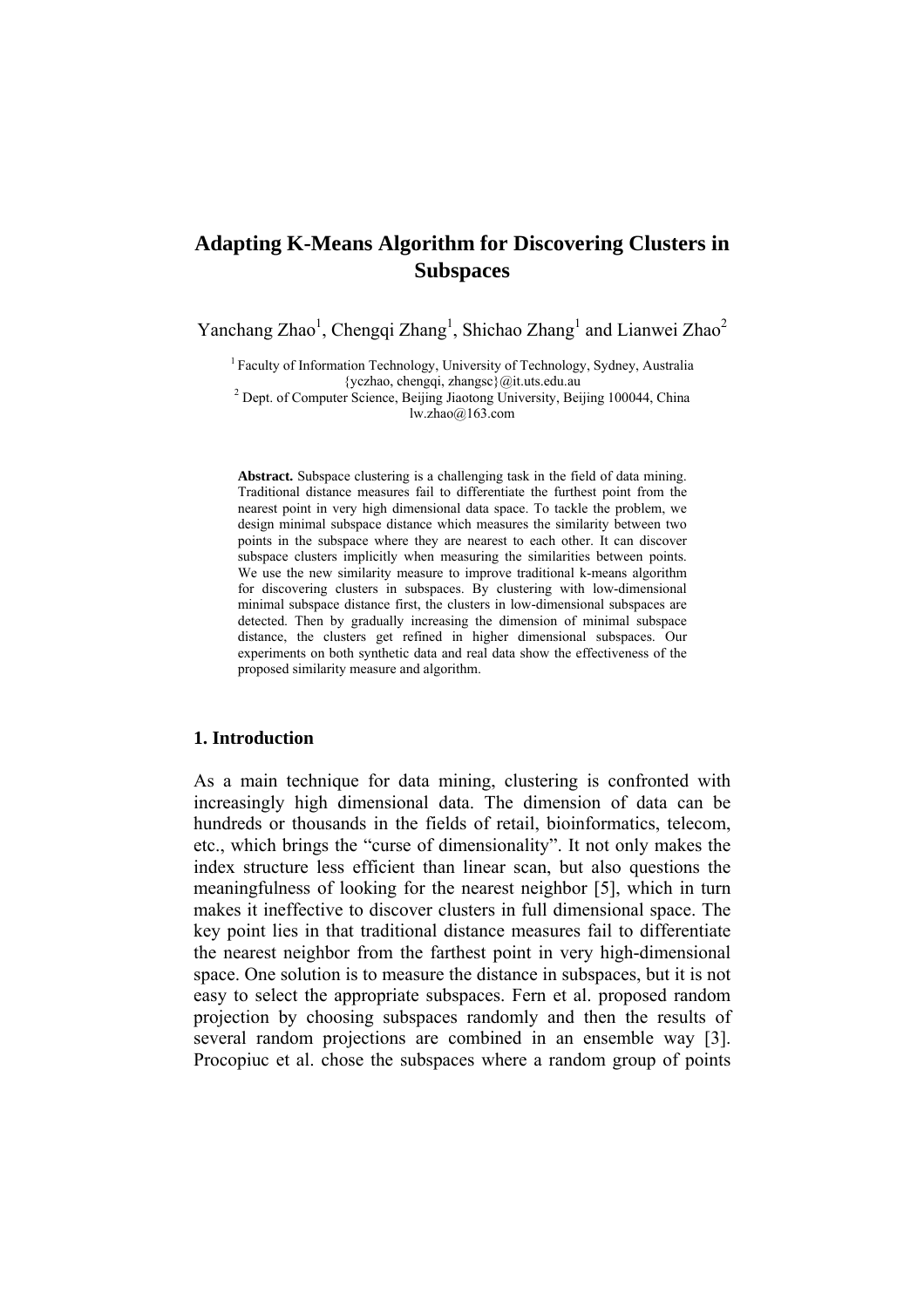# Adapting K-Means Algorithm for Discovering Clusters in Subspaces

Yanchang Zhao[1], Chengqi Zhang[1], Shichao Zhang[1] and Lianwei Zhao[2]

[1] Faculty of Information Technology, University of Technology, Sydney, Australia
{yczhao, chengqi, zhangsc}@it.uts.edu.au
[2] Dept. of Computer Science, Beijing Jiaotong University, Beijing 100044, China
lw.zhao@163.com

**Abstract.** Subspace clustering is a challenging task in the field of data mining. Traditional distance measures fail to differentiate the furthest point from the nearest point in very high dimensional data space. To tackle the problem, we design minimal subspace distance which measures the similarity between two points in the subspace where they are nearest to each other. It can discover subspace clusters implicitly when measuring the similarities between points. We use the new similarity measure to improve traditional k-means algorithm for discovering clusters in subspaces. By clustering with low-dimensional minimal subspace distance first, the clusters in low-dimensional subspaces are detected. Then by gradually increasing the dimension of minimal subspace distance, the clusters get refined in higher dimensional subspaces. Our experiments on both synthetic data and real data show the effectiveness of the proposed similarity measure and algorithm.

## 1. Introduction

As a main technique for data mining, clustering is confronted with increasingly high dimensional data. The dimension of data can be hundreds or thousands in the fields of retail, bioinformatics, telecom, etc., which brings the "curse of dimensionality". It not only makes the index structure less efficient than linear scan, but also questions the meaningfulness of looking for the nearest neighbor [5], which in turn makes it ineffective to discover clusters in full dimensional space. The key point lies in that traditional distance measures fail to differentiate the nearest neighbor from the farthest point in very high-dimensional space. One solution is to measure the distance in subspaces, but it is not easy to select the appropriate subspaces. Fern et al. proposed random projection by choosing subspaces randomly and then the results of several random projections are combined in an ensemble way [3]. Procopiuc et al. chose the subspaces where a random group of points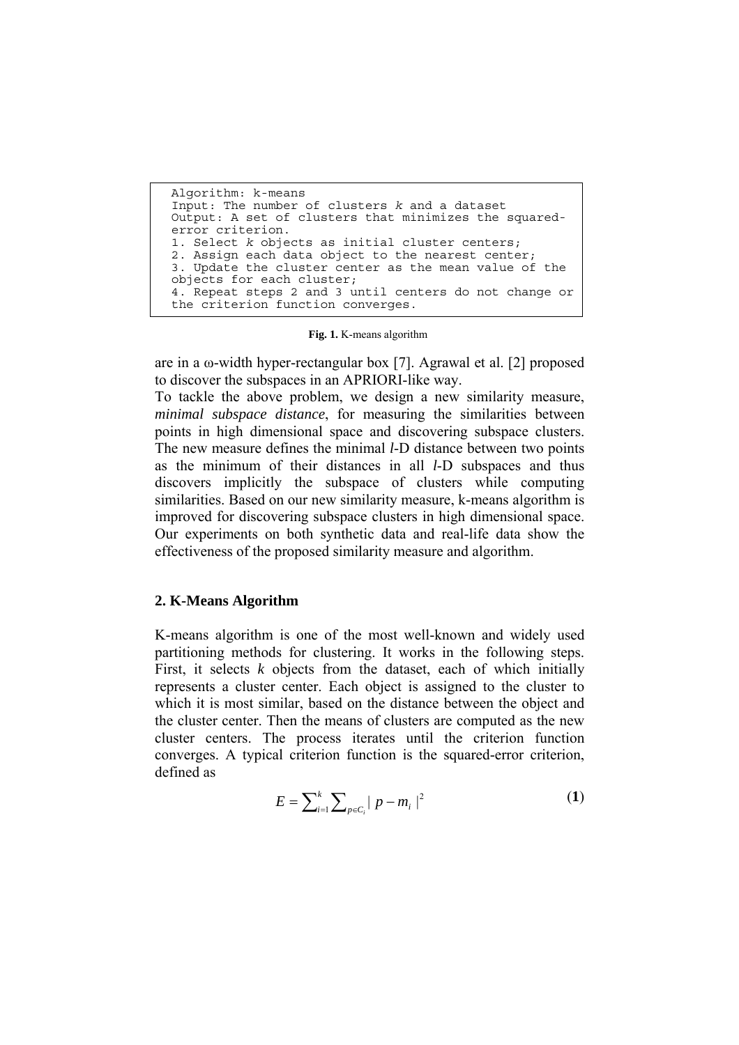```
Algorithm: k-means
Input: The number of clusters k and a dataset
Output: A set of clusters that minimizes the squared-
error criterion.
1. Select k objects as initial cluster centers;
2. Assign each data object to the nearest center;
3. Update the cluster center as the mean value of the
objects for each cluster;
4. Repeat steps 2 and 3 until centers do not change or
the criterion function converges.
```

**Fig. 1.** K-means algorithm

are in a ω-width hyper-rectangular box [7]. Agrawal et al. [2] proposed to discover the subspaces in an APRIORI-like way.

To tackle the above problem, we design a new similarity measure, *minimal subspace distance*, for measuring the similarities between points in high dimensional space and discovering subspace clusters. The new measure defines the minimal *l*-D distance between two points as the minimum of their distances in all *l*-D subspaces and thus discovers implicitly the subspace of clusters while computing similarities. Based on our new similarity measure, k-means algorithm is improved for discovering subspace clusters in high dimensional space. Our experiments on both synthetic data and real-life data show the effectiveness of the proposed similarity measure and algorithm.

## 2. K-Means Algorithm

K-means algorithm is one of the most well-known and widely used partitioning methods for clustering. It works in the following steps. First, it selects *k* objects from the dataset, each of which initially represents a cluster center. Each object is assigned to the cluster to which it is most similar, based on the distance between the object and the cluster center. Then the means of clusters are computed as the new cluster centers. The process iterates until the criterion function converges. A typical criterion function is the squared-error criterion, defined as

$$E = \sum_{i=1}^{k} \sum_{p \in C_i} | p - m_i |^2 \quad (1)$$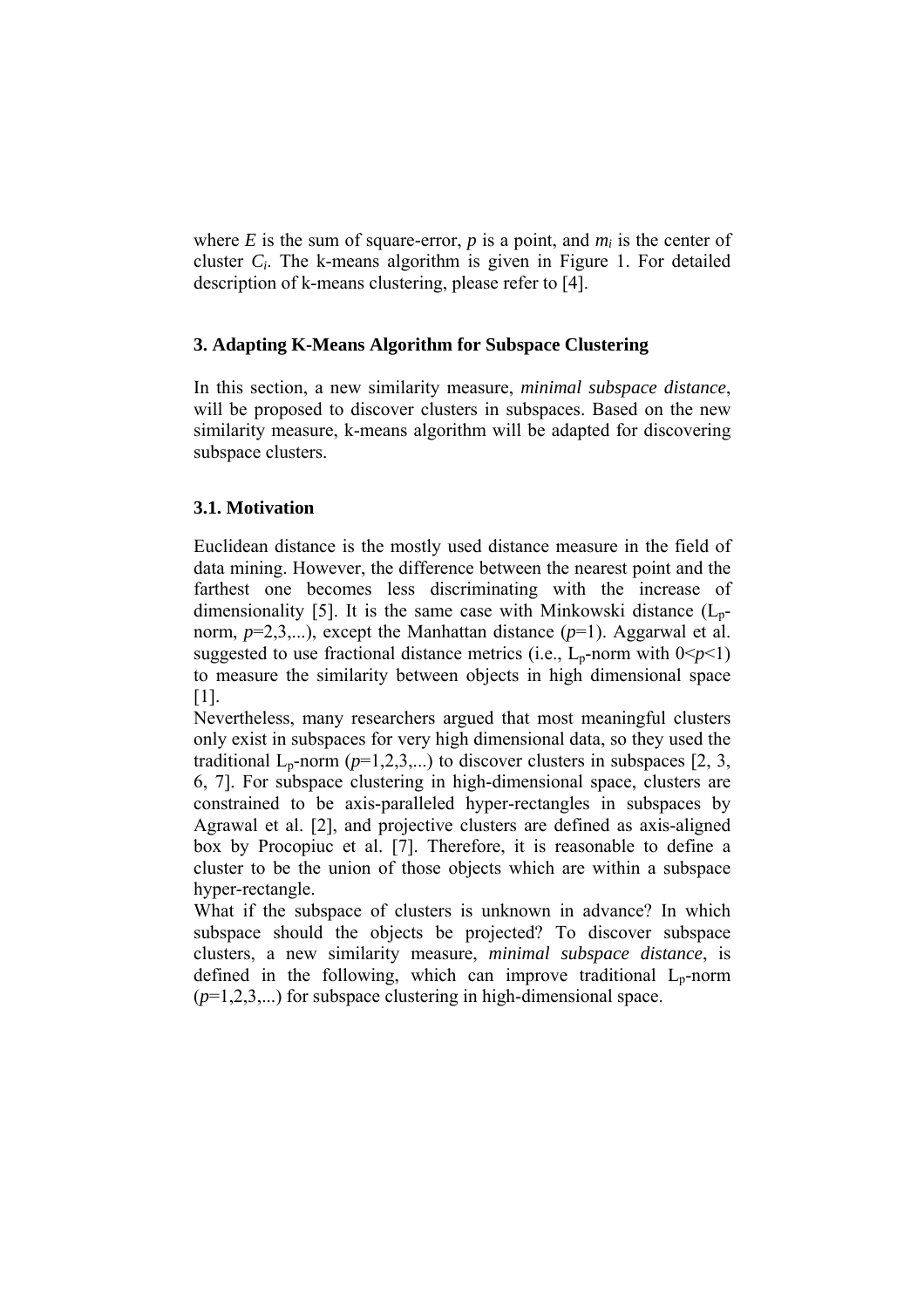where $E$ is the sum of square-error, $p$ is a point, and $m_i$ is the center of cluster $C_i$. The k-means algorithm is given in Figure 1. For detailed description of k-means clustering, please refer to [4].

## 3. Adapting K-Means Algorithm for Subspace Clustering

In this section, a new similarity measure, *minimal subspace distance*, will be proposed to discover clusters in subspaces. Based on the new similarity measure, k-means algorithm will be adapted for discovering subspace clusters.

### 3.1. Motivation

Euclidean distance is the mostly used distance measure in the field of data mining. However, the difference between the nearest point and the farthest one becomes less discriminating with the increase of dimensionality [5]. It is the same case with Minkowski distance ($L_p$-norm, $p$=2,3,...), except the Manhattan distance ($p$=1). Aggarwal et al. suggested to use fractional distance metrics (i.e., $L_p$-norm with $0<p<1$) to measure the similarity between objects in high dimensional space [1].

Nevertheless, many researchers argued that most meaningful clusters only exist in subspaces for very high dimensional data, so they used the traditional $L_p$-norm ($p$=1,2,3,...) to discover clusters in subspaces [2, 3, 6, 7]. For subspace clustering in high-dimensional space, clusters are constrained to be axis-paralleled hyper-rectangles in subspaces by Agrawal et al. [2], and projective clusters are defined as axis-aligned box by Procopiuc et al. [7]. Therefore, it is reasonable to define a cluster to be the union of those objects which are within a subspace hyper-rectangle.

What if the subspace of clusters is unknown in advance? In which subspace should the objects be projected? To discover subspace clusters, a new similarity measure, *minimal subspace distance*, is defined in the following, which can improve traditional $L_p$-norm ($p$=1,2,3,...) for subspace clustering in high-dimensional space.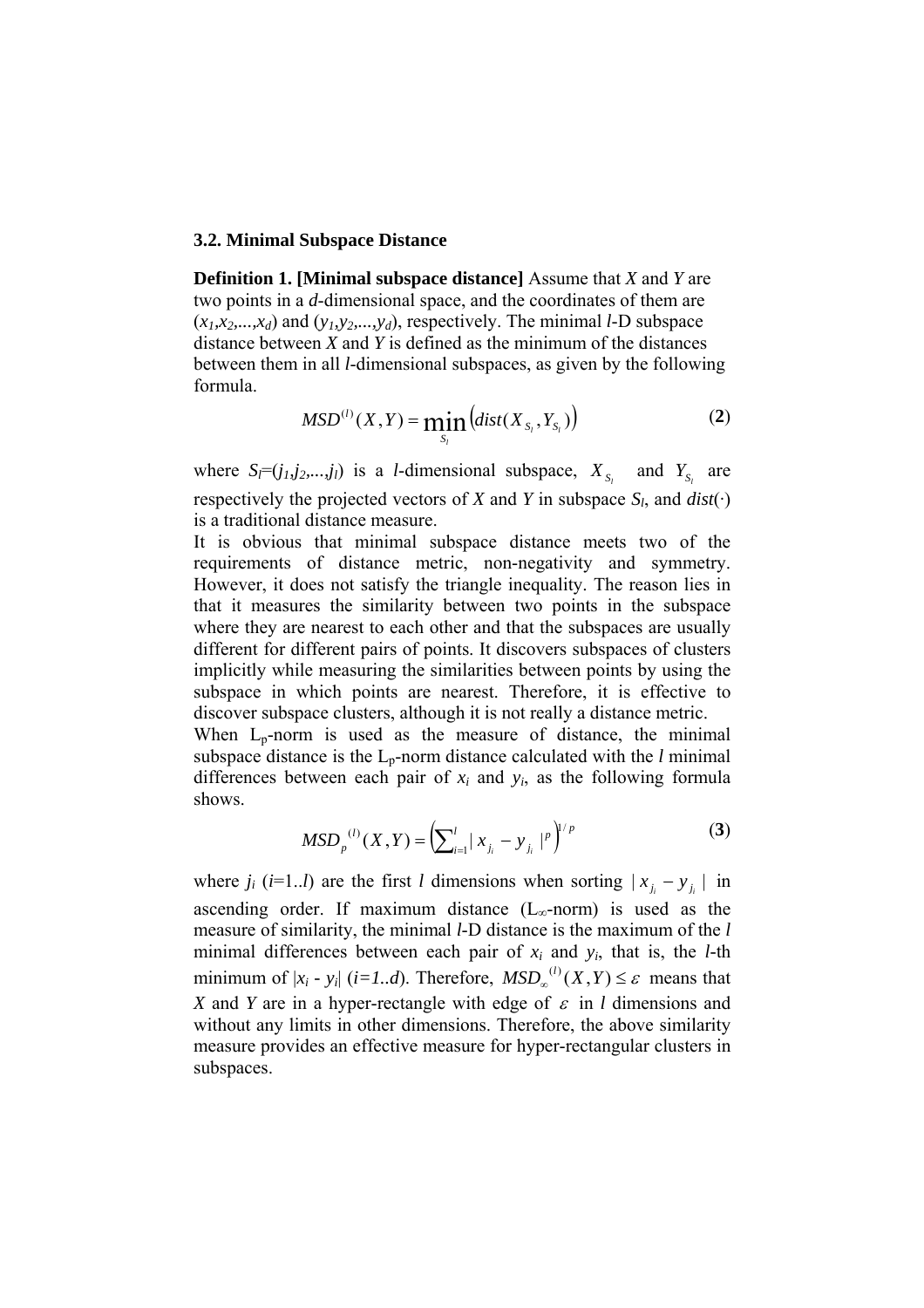### 3.2. Minimal Subspace Distance

**Definition 1. [Minimal subspace distance]** Assume that $X$ and $Y$ are two points in a $d$-dimensional space, and the coordinates of them are $(x_1,x_2,...,x_d)$ and $(y_1,y_2,...,y_d)$, respectively. The minimal $l$-D subspace distance between $X$ and $Y$ is defined as the minimum of the distances between them in all $l$-dimensional subspaces, as given by the following formula.

$$MSD^{(l)}(X,Y) = \min_{S_l}\left(dist(X_{S_l},Y_{S_l})\right) \tag{2}$$

where $S_l=(j_1,j_2,...,j_l)$ is a $l$-dimensional subspace, $X_{S_l}$ and $Y_{S_l}$ are respectively the projected vectors of $X$ and $Y$ in subspace $S_l$, and $dist(\cdot)$ is a traditional distance measure.

It is obvious that minimal subspace distance meets two of the requirements of distance metric, non-negativity and symmetry. However, it does not satisfy the triangle inequality. The reason lies in that it measures the similarity between two points in the subspace where they are nearest to each other and that the subspaces are usually different for different pairs of points. It discovers subspaces of clusters implicitly while measuring the similarities between points by using the subspace in which points are nearest. Therefore, it is effective to discover subspace clusters, although it is not really a distance metric.

When $L_p$-norm is used as the measure of distance, the minimal subspace distance is the $L_p$-norm distance calculated with the $l$ minimal differences between each pair of $x_i$ and $y_i$, as the following formula shows.

$$MSD_p^{(l)}(X,Y) = \left(\sum_{i=1}^{l}|x_{j_i} - y_{j_i}|^p\right)^{1/p} \tag{3}$$

where $j_i$ ($i$=1..$l$) are the first $l$ dimensions when sorting $|x_{j_i} - y_{j_i}|$ in ascending order. If maximum distance ($L_\infty$-norm) is used as the measure of similarity, the minimal $l$-D distance is the maximum of the $l$ minimal differences between each pair of $x_i$ and $y_i$, that is, the $l$-th minimum of $|x_i - y_i|$ ($i=1..d$). Therefore, $MSD_\infty^{(l)}(X,Y) \le \varepsilon$ means that $X$ and $Y$ are in a hyper-rectangle with edge of $\varepsilon$ in $l$ dimensions and without any limits in other dimensions. Therefore, the above similarity measure provides an effective measure for hyper-rectangular clusters in subspaces.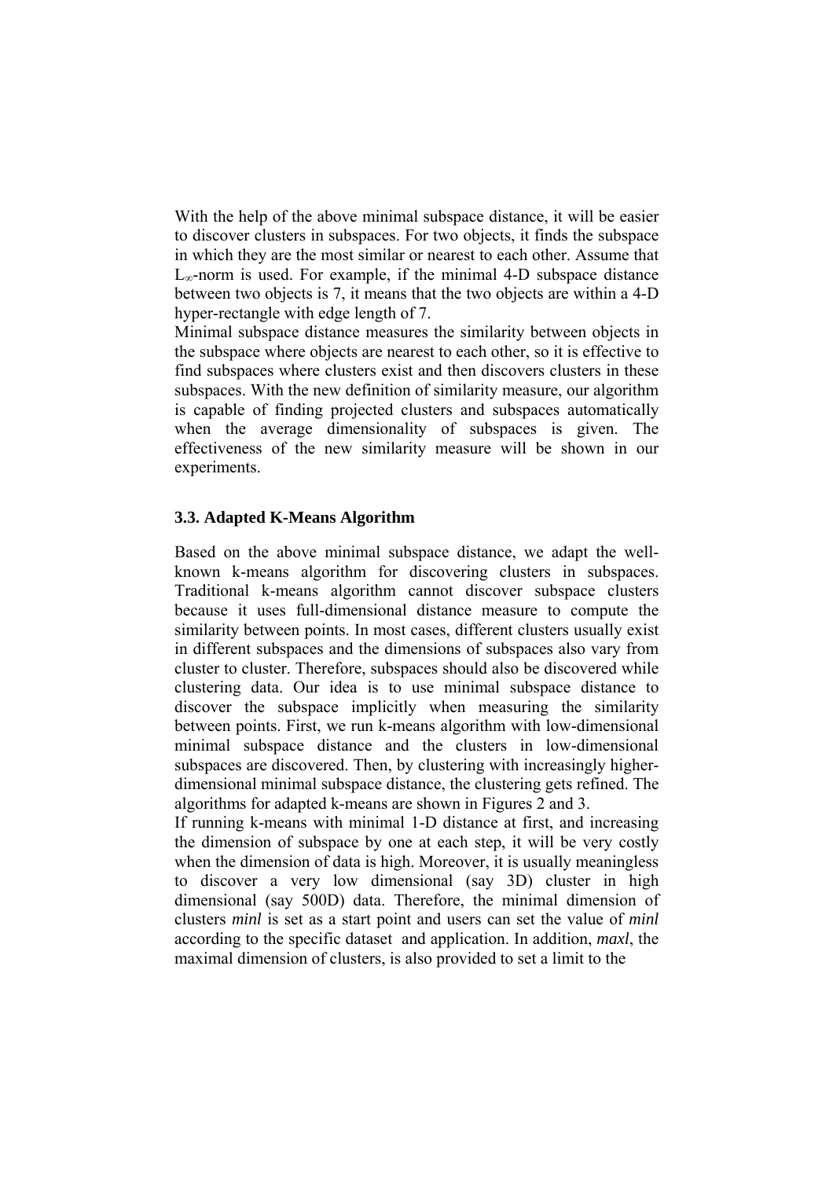With the help of the above minimal subspace distance, it will be easier to discover clusters in subspaces. For two objects, it finds the subspace in which they are the most similar or nearest to each other. Assume that $L_\infty$-norm is used. For example, if the minimal 4-D subspace distance between two objects is 7, it means that the two objects are within a 4-D hyper-rectangle with edge length of 7.

Minimal subspace distance measures the similarity between objects in the subspace where objects are nearest to each other, so it is effective to find subspaces where clusters exist and then discovers clusters in these subspaces. With the new definition of similarity measure, our algorithm is capable of finding projected clusters and subspaces automatically when the average dimensionality of subspaces is given. The effectiveness of the new similarity measure will be shown in our experiments.

### 3.3. Adapted K-Means Algorithm

Based on the above minimal subspace distance, we adapt the well-known k-means algorithm for discovering clusters in subspaces. Traditional k-means algorithm cannot discover subspace clusters because it uses full-dimensional distance measure to compute the similarity between points. In most cases, different clusters usually exist in different subspaces and the dimensions of subspaces also vary from cluster to cluster. Therefore, subspaces should also be discovered while clustering data. Our idea is to use minimal subspace distance to discover the subspace implicitly when measuring the similarity between points. First, we run k-means algorithm with low-dimensional minimal subspace distance and the clusters in low-dimensional subspaces are discovered. Then, by clustering with increasingly higher-dimensional minimal subspace distance, the clustering gets refined. The algorithms for adapted k-means are shown in Figures 2 and 3.

If running k-means with minimal 1-D distance at first, and increasing the dimension of subspace by one at each step, it will be very costly when the dimension of data is high. Moreover, it is usually meaningless to discover a very low dimensional (say 3D) cluster in high dimensional (say 500D) data. Therefore, the minimal dimension of clusters *minl* is set as a start point and users can set the value of *minl* according to the specific dataset and application. In addition, *maxl*, the maximal dimension of clusters, is also provided to set a limit to the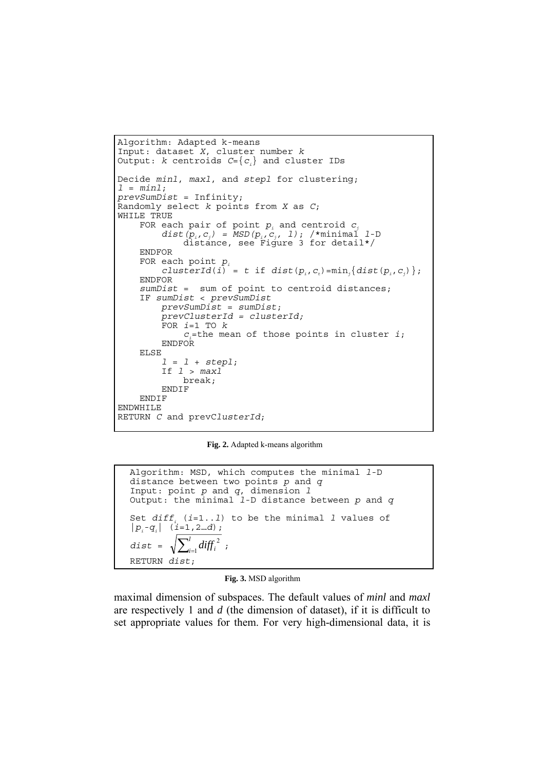```
Algorithm: Adapted k-means
Input: dataset X, cluster number k
Output: k centroids C={c_i} and cluster IDs

Decide minl, maxl, and stepl for clustering;
l = minl;
prevSumDist = Infinity;
Randomly select k points from X as C;
WHILE TRUE
    FOR each pair of point p_i and centroid c_j
        dist(p_i,c_j) = MSD(p_i,c_j, l); /*minimal l-D
            distance, see Figure 3 for detail*/
    ENDFOR
    FOR each point p_i
        clusterId(i) = t if dist(p_i,c_t)=min_j{dist(p_i,c_j)};
    ENDFOR
    sumDist =  sum of point to centroid distances;
    IF sumDist < prevSumDist
        prevSumDist = sumDist;
        prevClusterId = clusterId;
        FOR i=1 TO k
            c_i=the mean of those points in cluster i;
        ENDFOR
    ELSE
        l = l + stepl;
        If l > maxl
            break;
        ENDIF
    ENDIF
ENDWHILE
RETURN C and prevClusterId;
```

**Fig. 2.** Adapted k-means algorithm

```
Algorithm: MSD, which computes the minimal l-D
distance between two points p and q
Input: point p and q, dimension l
Output: the minimal l-D distance between p and q

Set diff_i (i=1..l) to be the minimal l values of
|p_i-q_i| (i=1,2…d);
dist = sqrt(sum_{i=1}^{l} diff_i^2);
RETURN dist;
```

**Fig. 3.** MSD algorithm

maximal dimension of subspaces. The default values of *minl* and *maxl* are respectively 1 and *d* (the dimension of dataset), if it is difficult to set appropriate values for them. For very high-dimensional data, it is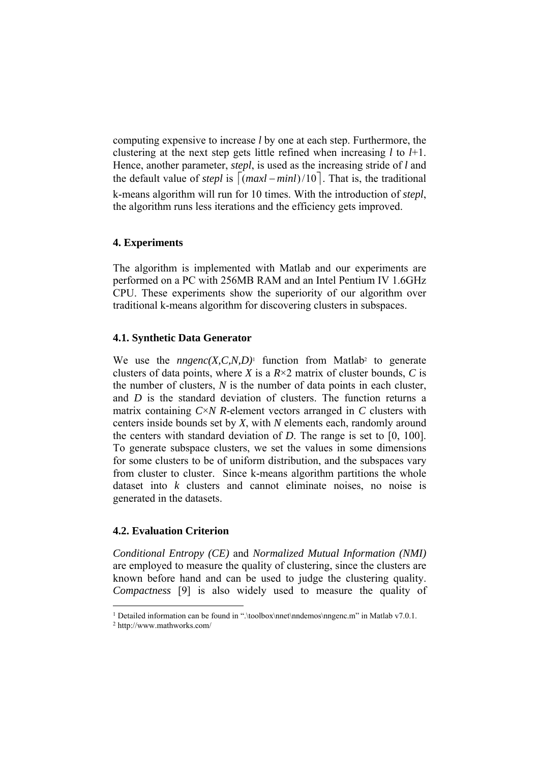computing expensive to increase *l* by one at each step. Furthermore, the clustering at the next step gets little refined when increasing *l* to *l*+1. Hence, another parameter, ***stepl***, is used as the increasing stride of *l* and the default value of *stepl* is $\lceil (maxl - minl)/10 \rceil$. That is, the traditional k-means algorithm will run for 10 times. With the introduction of *stepl*, the algorithm runs less iterations and the efficiency gets improved.

## 4. Experiments

The algorithm is implemented with Matlab and our experiments are performed on a PC with 256MB RAM and an Intel Pentium IV 1.6GHz CPU. These experiments show the superiority of our algorithm over traditional k-means algorithm for discovering clusters in subspaces.

### 4.1. Synthetic Data Generator

We use the *nngenc(X,C,N,D)*[1] function from Matlab[2] to generate clusters of data points, where *X* is a $R \times 2$ matrix of cluster bounds, *C* is the number of clusters, *N* is the number of data points in each cluster, and *D* is the standard deviation of clusters. The function returns a matrix containing $C \times N$ *R*-element vectors arranged in *C* clusters with centers inside bounds set by *X*, with *N* elements each, randomly around the centers with standard deviation of *D*. The range is set to [0, 100]. To generate subspace clusters, we set the values in some dimensions for some clusters to be of uniform distribution, and the subspaces vary from cluster to cluster. Since k-means algorithm partitions the whole dataset into *k* clusters and cannot eliminate noises, no noise is generated in the datasets.

### 4.2. Evaluation Criterion

*Conditional Entropy (CE)* and *Normalized Mutual Information (NMI)* are employed to measure the quality of clustering, since the clusters are known before hand and can be used to judge the clustering quality. *Compactness* [9] is also widely used to measure the quality of

---

[1] Detailed information can be found in ".\toolbox\nnet\nndemos\nngenc.m" in Matlab v7.0.1.

[2] http://www.mathworks.com/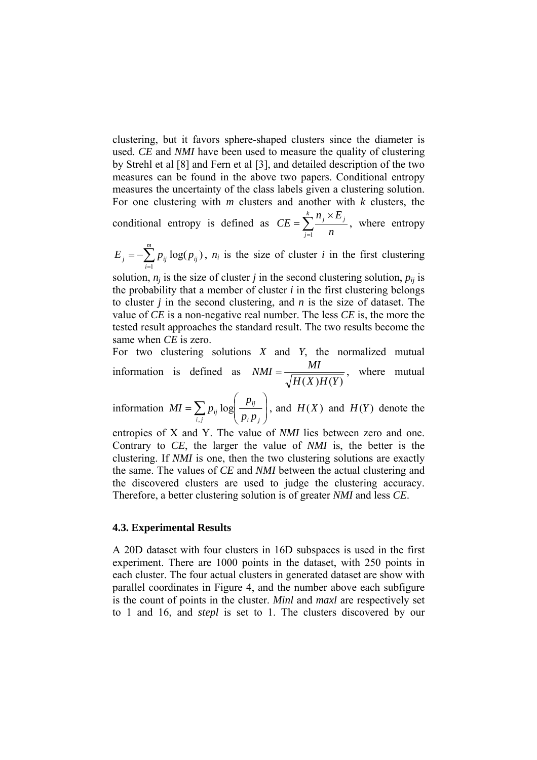clustering, but it favors sphere-shaped clusters since the diameter is used. *CE* and *NMI* have been used to measure the quality of clustering by Strehl et al [8] and Fern et al [3], and detailed description of the two measures can be found in the above two papers. Conditional entropy measures the uncertainty of the class labels given a clustering solution. For one clustering with *m* clusters and another with *k* clusters, the conditional entropy is defined as $CE = \sum_{j=1}^{k} \frac{n_j \times E_j}{n}$, where entropy $E_j = -\sum_{i=1}^{m} p_{ij} \log(p_{ij})$, $n_i$ is the size of cluster *i* in the first clustering solution, $n_j$ is the size of cluster *j* in the second clustering solution, $p_{ij}$ is the probability that a member of cluster *i* in the first clustering belongs to cluster *j* in the second clustering, and *n* is the size of dataset. The value of *CE* is a non-negative real number. The less *CE* is, the more the tested result approaches the standard result. The two results become the same when *CE* is zero.

For two clustering solutions *X* and *Y*, the normalized mutual information is defined as $NMI = \frac{MI}{\sqrt{H(X)H(Y)}}$, where mutual information $MI = \sum_{i,j} p_{ij} \log\left(\frac{p_{ij}}{p_i p_j}\right)$, and $H(X)$ and $H(Y)$ denote the entropies of X and Y. The value of *NMI* lies between zero and one. Contrary to *CE*, the larger the value of *NMI* is, the better is the clustering. If *NMI* is one, then the two clustering solutions are exactly the same. The values of *CE* and *NMI* between the actual clustering and the discovered clusters are used to judge the clustering accuracy. Therefore, a better clustering solution is of greater *NMI* and less *CE*.

### 4.3. Experimental Results

A 20D dataset with four clusters in 16D subspaces is used in the first experiment. There are 1000 points in the dataset, with 250 points in each cluster. The four actual clusters in generated dataset are show with parallel coordinates in Figure 4, and the number above each subfigure is the count of points in the cluster. *Minl* and *maxl* are respectively set to 1 and 16, and *stepl* is set to 1. The clusters discovered by our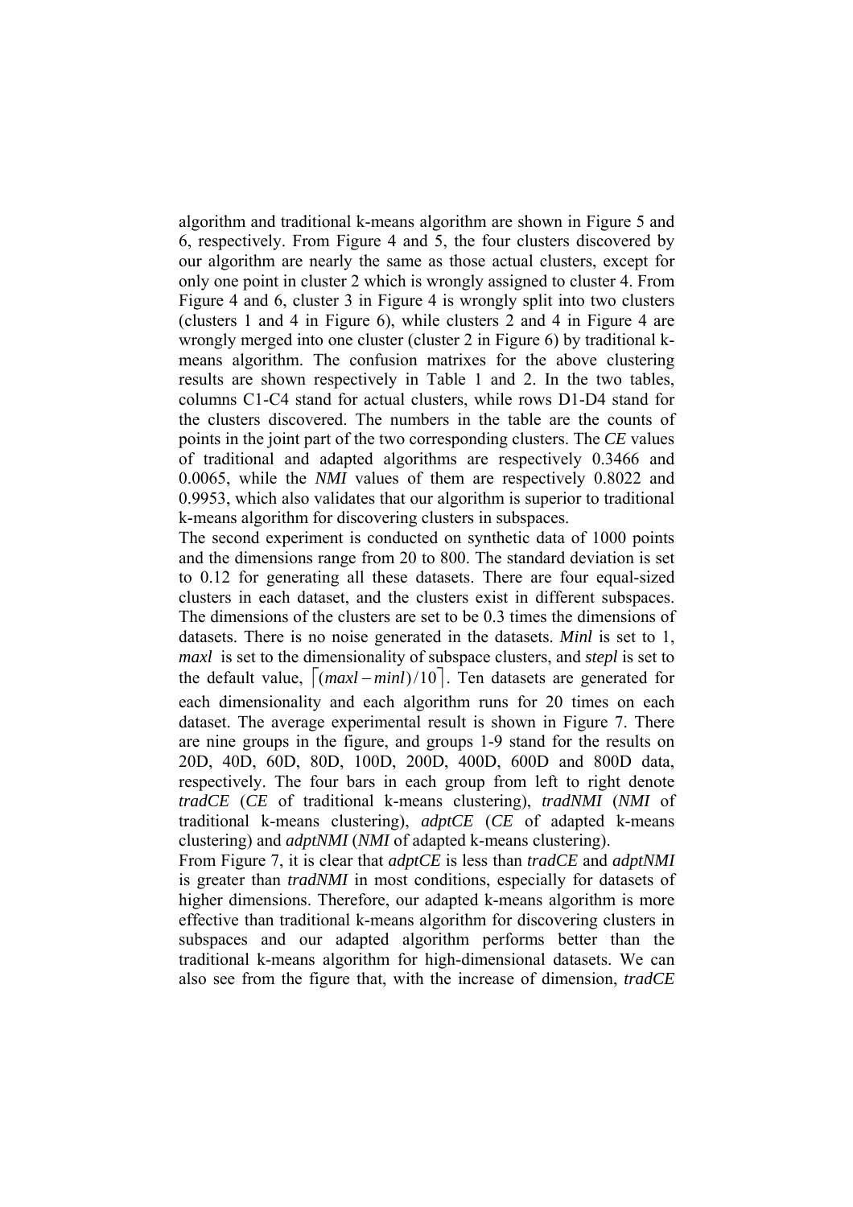algorithm and traditional k-means algorithm are shown in Figure 5 and 6, respectively. From Figure 4 and 5, the four clusters discovered by our algorithm are nearly the same as those actual clusters, except for only one point in cluster 2 which is wrongly assigned to cluster 4. From Figure 4 and 6, cluster 3 in Figure 4 is wrongly split into two clusters (clusters 1 and 4 in Figure 6), while clusters 2 and 4 in Figure 4 are wrongly merged into one cluster (cluster 2 in Figure 6) by traditional k-means algorithm. The confusion matrixes for the above clustering results are shown respectively in Table 1 and 2. In the two tables, columns C1-C4 stand for actual clusters, while rows D1-D4 stand for the clusters discovered. The numbers in the table are the counts of points in the joint part of the two corresponding clusters. The *CE* values of traditional and adapted algorithms are respectively 0.3466 and 0.0065, while the *NMI* values of them are respectively 0.8022 and 0.9953, which also validates that our algorithm is superior to traditional k-means algorithm for discovering clusters in subspaces.

The second experiment is conducted on synthetic data of 1000 points and the dimensions range from 20 to 800. The standard deviation is set to 0.12 for generating all these datasets. There are four equal-sized clusters in each dataset, and the clusters exist in different subspaces. The dimensions of the clusters are set to be 0.3 times the dimensions of datasets. There is no noise generated in the datasets. *Minl* is set to 1, *maxl* is set to the dimensionality of subspace clusters, and *stepl* is set to the default value, $\lceil (maxl - minl)/10 \rceil$. Ten datasets are generated for each dimensionality and each algorithm runs for 20 times on each dataset. The average experimental result is shown in Figure 7. There are nine groups in the figure, and groups 1-9 stand for the results on 20D, 40D, 60D, 80D, 100D, 200D, 400D, 600D and 800D data, respectively. The four bars in each group from left to right denote *tradCE* (*CE* of traditional k-means clustering), *tradNMI* (*NMI* of traditional k-means clustering), *adptCE* (*CE* of adapted k-means clustering) and *adptNMI* (*NMI* of adapted k-means clustering).

From Figure 7, it is clear that *adptCE* is less than *tradCE* and *adptNMI* is greater than *tradNMI* in most conditions, especially for datasets of higher dimensions. Therefore, our adapted k-means algorithm is more effective than traditional k-means algorithm for discovering clusters in subspaces and our adapted algorithm performs better than the traditional k-means algorithm for high-dimensional datasets. We can also see from the figure that, with the increase of dimension, *tradCE*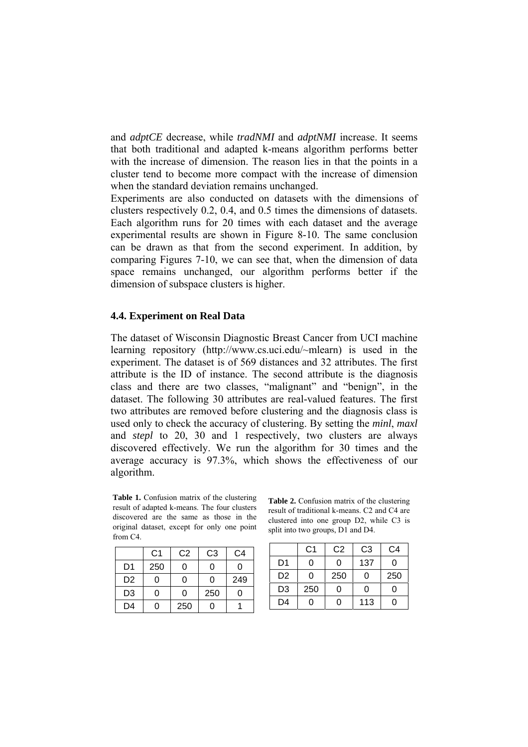and *adptCE* decrease, while *tradNMI* and *adptNMI* increase. It seems that both traditional and adapted k-means algorithm performs better with the increase of dimension. The reason lies in that the points in a cluster tend to become more compact with the increase of dimension when the standard deviation remains unchanged.

Experiments are also conducted on datasets with the dimensions of clusters respectively 0.2, 0.4, and 0.5 times the dimensions of datasets. Each algorithm runs for 20 times with each dataset and the average experimental results are shown in Figure 8-10. The same conclusion can be drawn as that from the second experiment. In addition, by comparing Figures 7-10, we can see that, when the dimension of data space remains unchanged, our algorithm performs better if the dimension of subspace clusters is higher.

### 4.4. Experiment on Real Data

The dataset of Wisconsin Diagnostic Breast Cancer from UCI machine learning repository (http://www.cs.uci.edu/~mlearn) is used in the experiment. The dataset is of 569 distances and 32 attributes. The first attribute is the ID of instance. The second attribute is the diagnosis class and there are two classes, "malignant" and "benign", in the dataset. The following 30 attributes are real-valued features. The first two attributes are removed before clustering and the diagnosis class is used only to check the accuracy of clustering. By setting the *minl*, *maxl* and *stepl* to 20, 30 and 1 respectively, two clusters are always discovered effectively. We run the algorithm for 30 times and the average accuracy is 97.3%, which shows the effectiveness of our algorithm.

**Table 1.** Confusion matrix of the clustering result of adapted k-means. The four clusters discovered are the same as those in the original dataset, except for only one point from C4.

| | C1 | C2 | C3 | C4 |
|---|---|---|---|---|
| D1 | 250 | 0 | 0 | 0 |
| D2 | 0 | 0 | 0 | 249 |
| D3 | 0 | 0 | 250 | 0 |
| D4 | 0 | 250 | 0 | 1 |

**Table 2.** Confusion matrix of the clustering result of traditional k-means. C2 and C4 are clustered into one group D2, while C3 is split into two groups, D1 and D4.

| | C1 | C2 | C3 | C4 |
|---|---|---|---|---|
| D1 | 0 | 0 | 137 | 0 |
| D2 | 0 | 250 | 0 | 250 |
| D3 | 250 | 0 | 0 | 0 |
| D4 | 0 | 0 | 113 | 0 |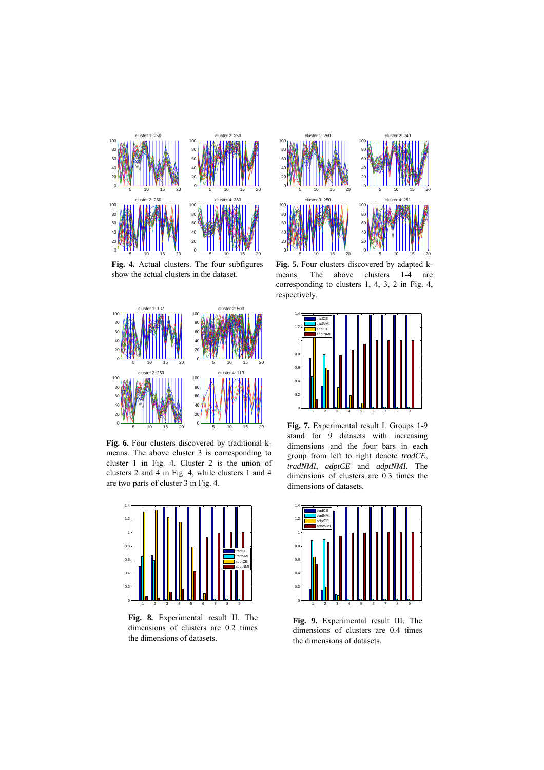**Fig. 4.** Actual clusters. The four subfigures show the actual clusters in the dataset.

**Fig. 5.** Four clusters discovered by adapted k-means. The above clusters 1-4 are corresponding to clusters 1, 4, 3, 2 in Fig. 4, respectively.

**Fig. 6.** Four clusters discovered by traditional k-means. The above cluster 3 is corresponding to cluster 1 in Fig. 4. Cluster 2 is the union of clusters 2 and 4 in Fig. 4, while clusters 1 and 4 are two parts of cluster 3 in Fig. 4.

**Fig. 7.** Experimental result I. Groups 1-9 stand for 9 datasets with increasing dimensions and the four bars in each group from left to right denote *tradCE*, *tradNMI*, *adptCE* and *adptNMI*. The dimensions of clusters are 0.3 times the dimensions of datasets.

**Fig. 8.** Experimental result II. The dimensions of clusters are 0.2 times the dimensions of datasets.

**Fig. 9.** Experimental result III. The dimensions of clusters are 0.4 times the dimensions of datasets.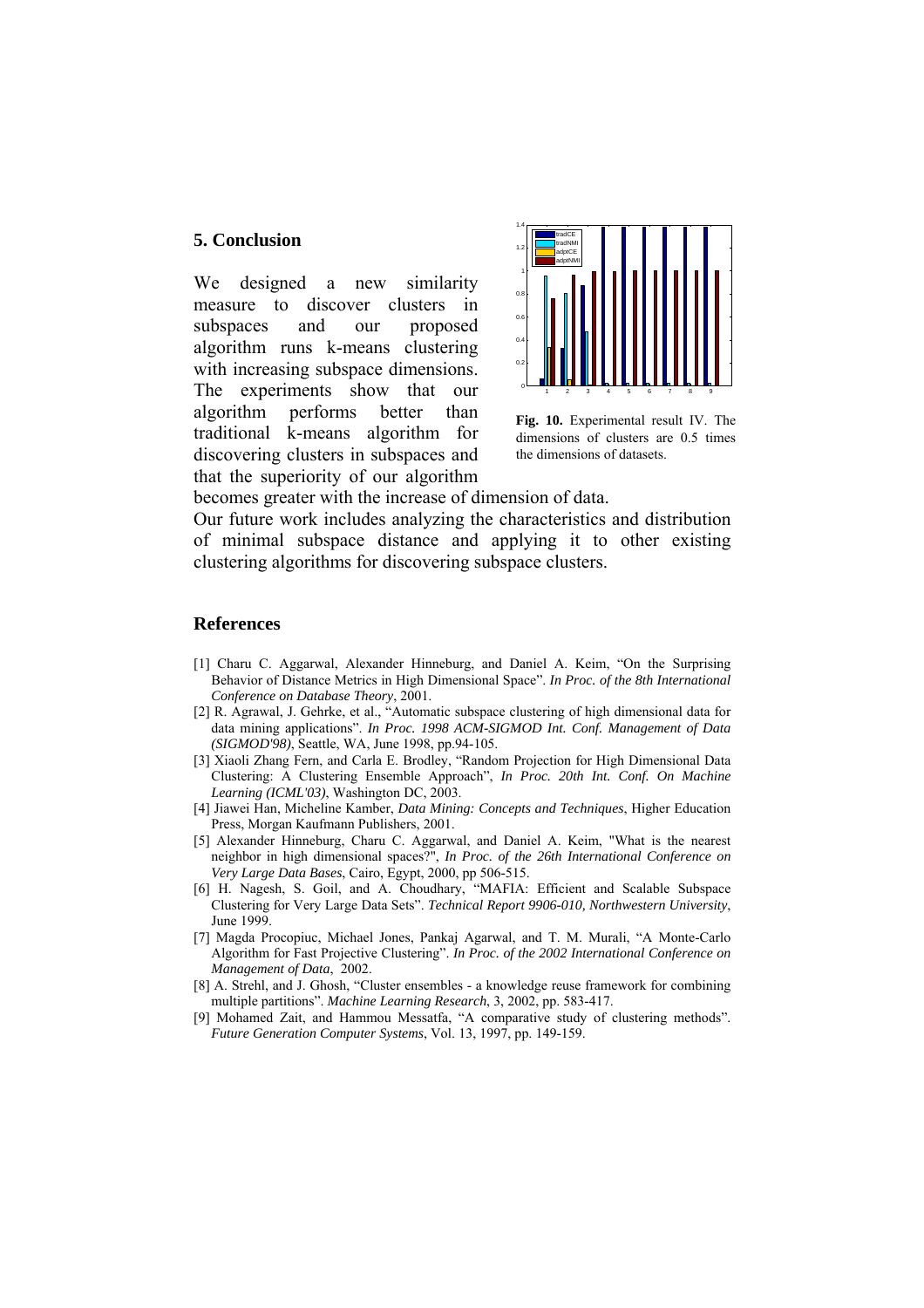## 5. Conclusion

We designed a new similarity measure to discover clusters in subspaces and our proposed algorithm runs k-means clustering with increasing subspace dimensions. The experiments show that our algorithm performs better than traditional k-means algorithm for discovering clusters in subspaces and that the superiority of our algorithm becomes greater with the increase of dimension of data.

1.4
1.2
1
0.8
0.6
0.4
0.2
0
1 2 3 4 5 6 7 8 9
tradCE
tradNMI
adptCE
adptNMI

**Fig. 10.** Experimental result IV. The dimensions of clusters are 0.5 times the dimensions of datasets.

Our future work includes analyzing the characteristics and distribution of minimal subspace distance and applying it to other existing clustering algorithms for discovering subspace clusters.

## References

[1] Charu C. Aggarwal, Alexander Hinneburg, and Daniel A. Keim, "On the Surprising Behavior of Distance Metrics in High Dimensional Space". *In Proc. of the 8th International Conference on Database Theory*, 2001.

[2] R. Agrawal, J. Gehrke, et al., "Automatic subspace clustering of high dimensional data for data mining applications". *In Proc. 1998 ACM-SIGMOD Int. Conf. Management of Data (SIGMOD'98)*, Seattle, WA, June 1998, pp.94-105.

[3] Xiaoli Zhang Fern, and Carla E. Brodley, "Random Projection for High Dimensional Data Clustering: A Clustering Ensemble Approach", *In Proc. 20th Int. Conf. On Machine Learning (ICML'03)*, Washington DC, 2003.

[4] Jiawei Han, Micheline Kamber, *Data Mining: Concepts and Techniques*, Higher Education Press, Morgan Kaufmann Publishers, 2001.

[5] Alexander Hinneburg, Charu C. Aggarwal, and Daniel A. Keim, "What is the nearest neighbor in high dimensional spaces?", *In Proc. of the 26th International Conference on Very Large Data Bases*, Cairo, Egypt, 2000, pp 506-515.

[6] H. Nagesh, S. Goil, and A. Choudhary, "MAFIA: Efficient and Scalable Subspace Clustering for Very Large Data Sets". *Technical Report 9906-010, Northwestern University*, June 1999.

[7] Magda Procopiuc, Michael Jones, Pankaj Agarwal, and T. M. Murali, "A Monte-Carlo Algorithm for Fast Projective Clustering". *In Proc. of the 2002 International Conference on Management of Data*, 2002.

[8] A. Strehl, and J. Ghosh, "Cluster ensembles - a knowledge reuse framework for combining multiple partitions". *Machine Learning Research*, 3, 2002, pp. 583-417.

[9] Mohamed Zait, and Hammou Messatfa, "A comparative study of clustering methods". *Future Generation Computer Systems*, Vol. 13, 1997, pp. 149-159.